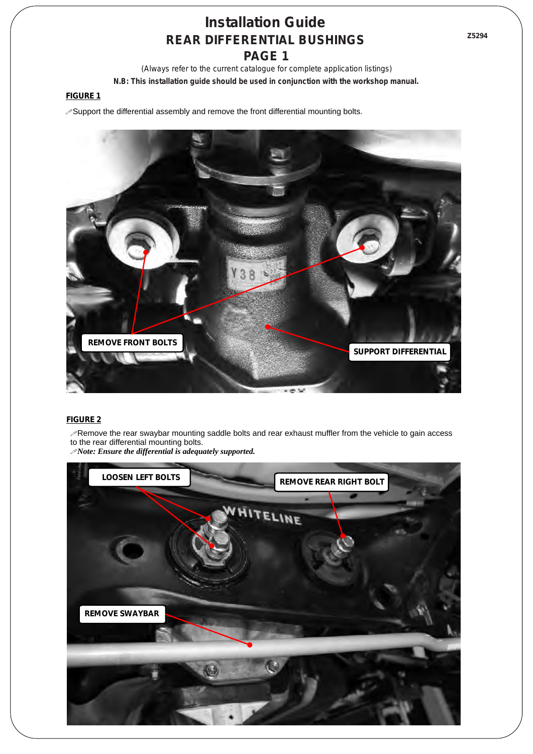# Installation Guide

## REAR DIFFERENTIAL BUSHINGS

## PAGE 1

Z5294

(Always refer to the current catalogue for complete application listings)

**N.B: This installation guide should be used in conjunction with the workshop manual.**

**FIGURE 1**

Support the differential assembly and remove the front differential mounting bolts.

**FIGURE 2**

Remove the rear swaybar mounting saddle bolts and rear exhaust muffler from the vehicle to gain access to the rear differential mounting bolts.

***Note: Ensure the differential is adequately supported.***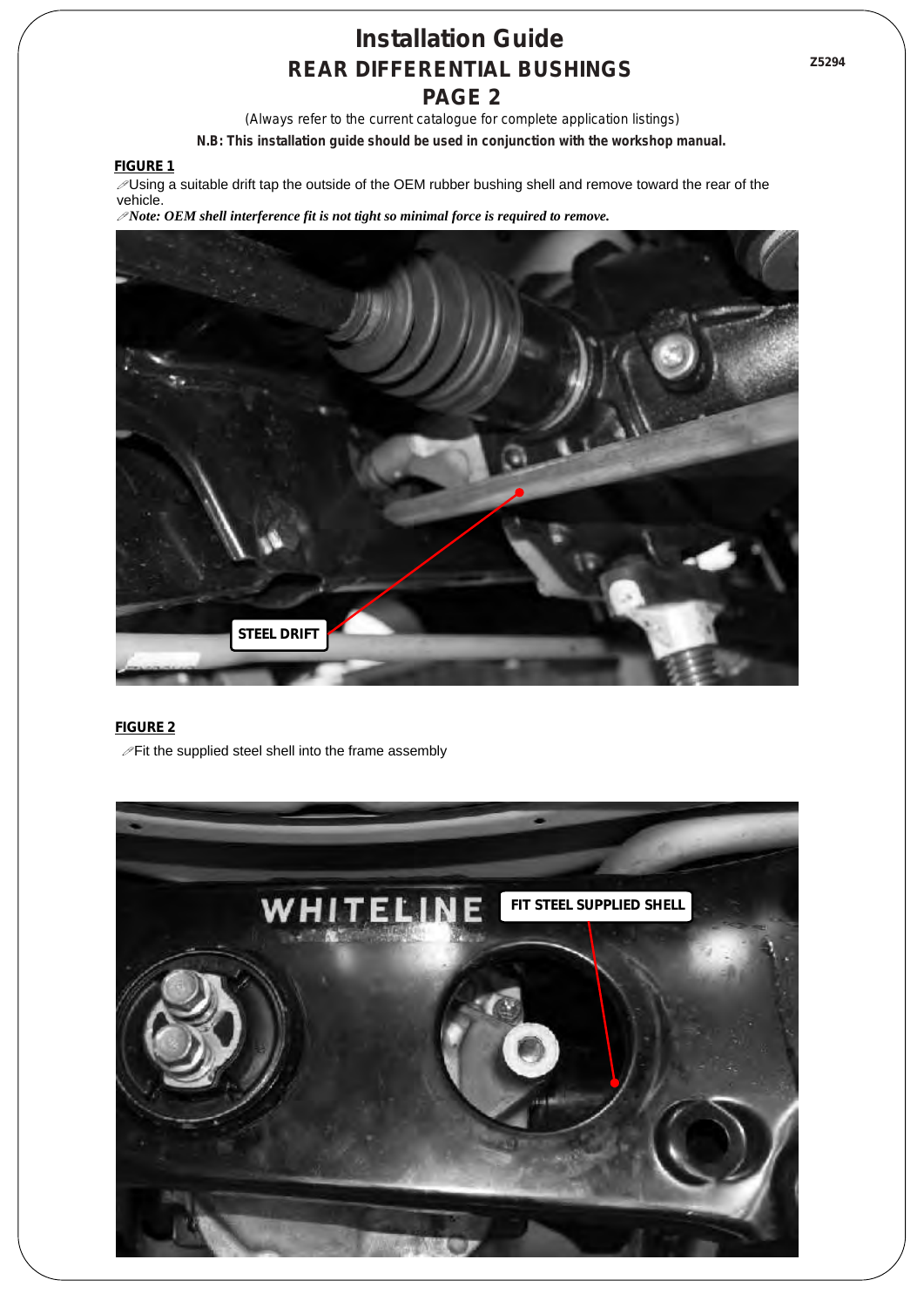# Installation Guide

## REAR DIFFERENTIAL BUSHINGS

## PAGE 2

Z5294

(Always refer to the current catalogue for complete application listings)

**N.B: This installation guide should be used in conjunction with the workshop manual.**

**FIGURE 1**

Using a suitable drift tap the outside of the OEM rubber bushing shell and remove toward the rear of the vehicle.

***Note: OEM shell interference fit is not tight so minimal force is required to remove.***

STEEL DRIFT

**FIGURE 2**

Fit the supplied steel shell into the frame assembly

FIT STEEL SUPPLIED SHELL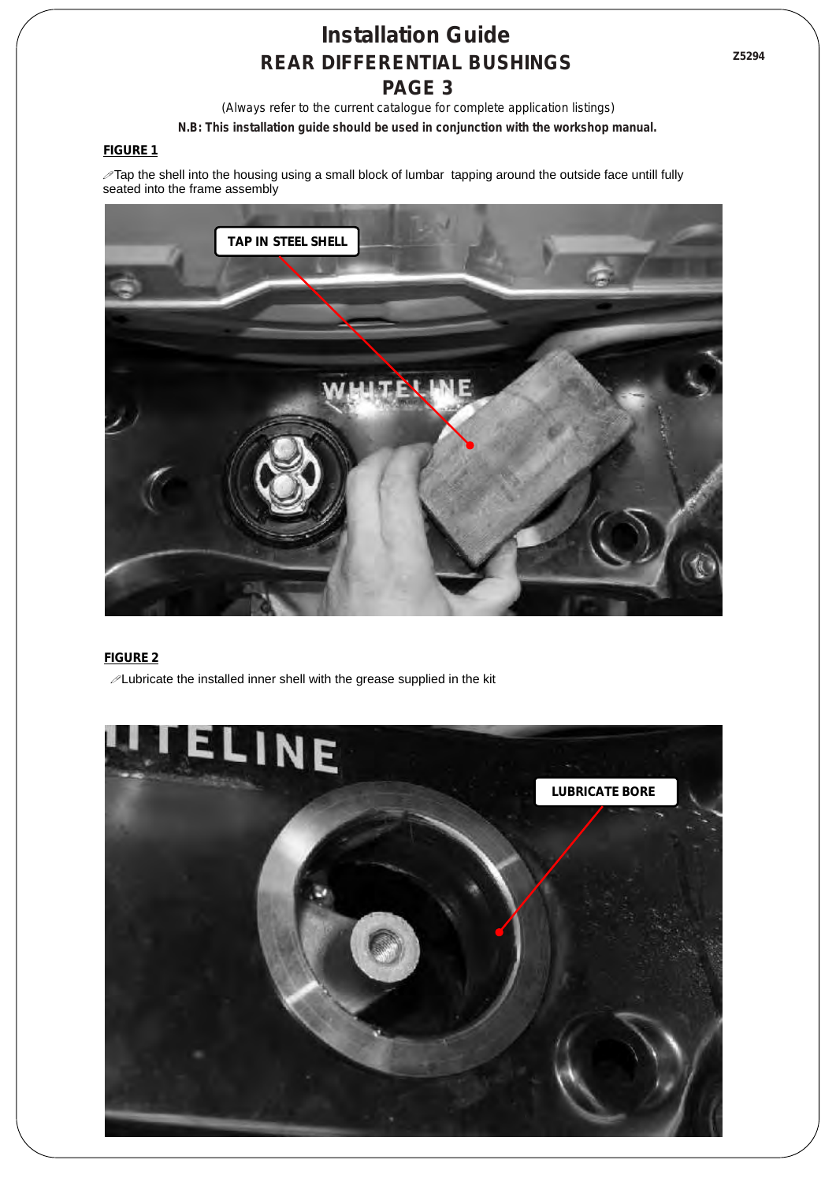# Installation Guide

## REAR DIFFERENTIAL BUSHINGS

## PAGE 3

Z5294

(Always refer to the current catalogue for complete application listings)

**N.B: This installation guide should be used in conjunction with the workshop manual.**

**FIGURE 1**

Tap the shell into the housing using a small block of lumbar tapping around the outside face untill fully seated into the frame assembly

TAP IN STEEL SHELL

**FIGURE 2**

Lubricate the installed inner shell with the grease supplied in the kit

LUBRICATE BORE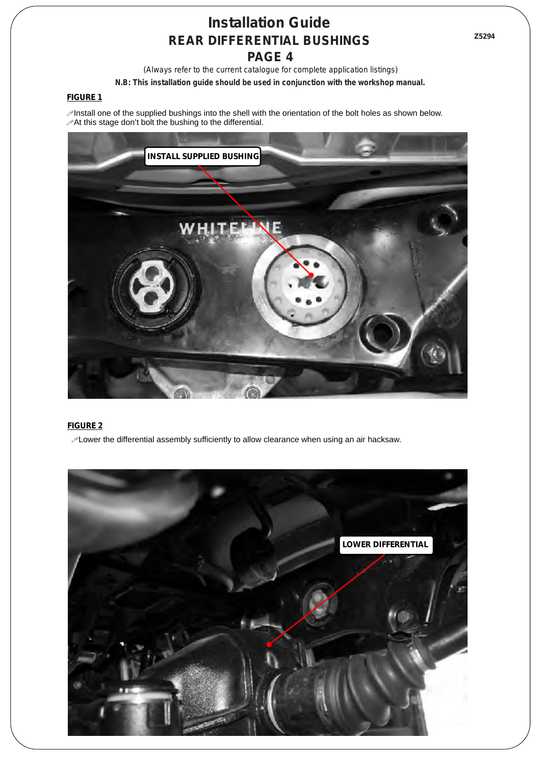# Installation Guide

## REAR DIFFERENTIAL BUSHINGS

## PAGE 4

Z5294

(Always refer to the current catalogue for complete application listings)

**N.B: This installation guide should be used in conjunction with the workshop manual.**

**FIGURE 1**

- Install one of the supplied bushings into the shell with the orientation of the bolt holes as shown below.
- At this stage don't bolt the bushing to the differential.

**FIGURE 2**

- Lower the differential assembly sufficiently to allow clearance when using an air hacksaw.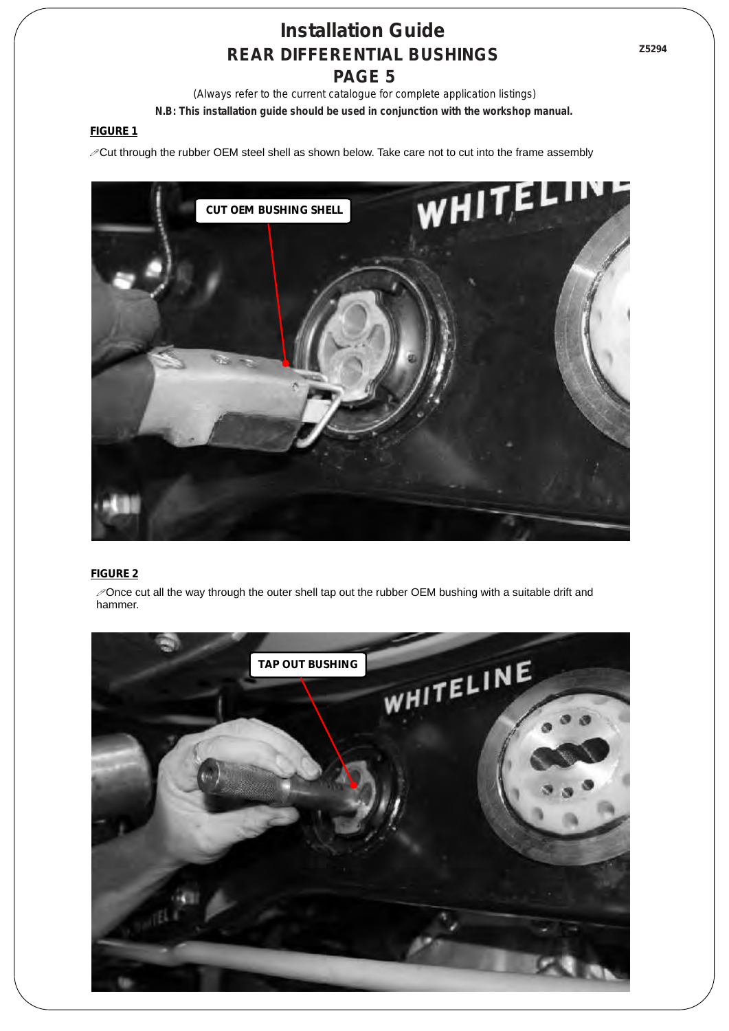# Installation Guide

## REAR DIFFERENTIAL BUSHINGS

## PAGE 5

(Always refer to the current catalogue for complete application listings)

**N.B: This installation guide should be used in conjunction with the workshop manual.**

**FIGURE 1**

Cut through the rubber OEM steel shell as shown below. Take care not to cut into the frame assembly

**FIGURE 2**

Once cut all the way through the outer shell tap out the rubber OEM bushing with a suitable drift and hammer.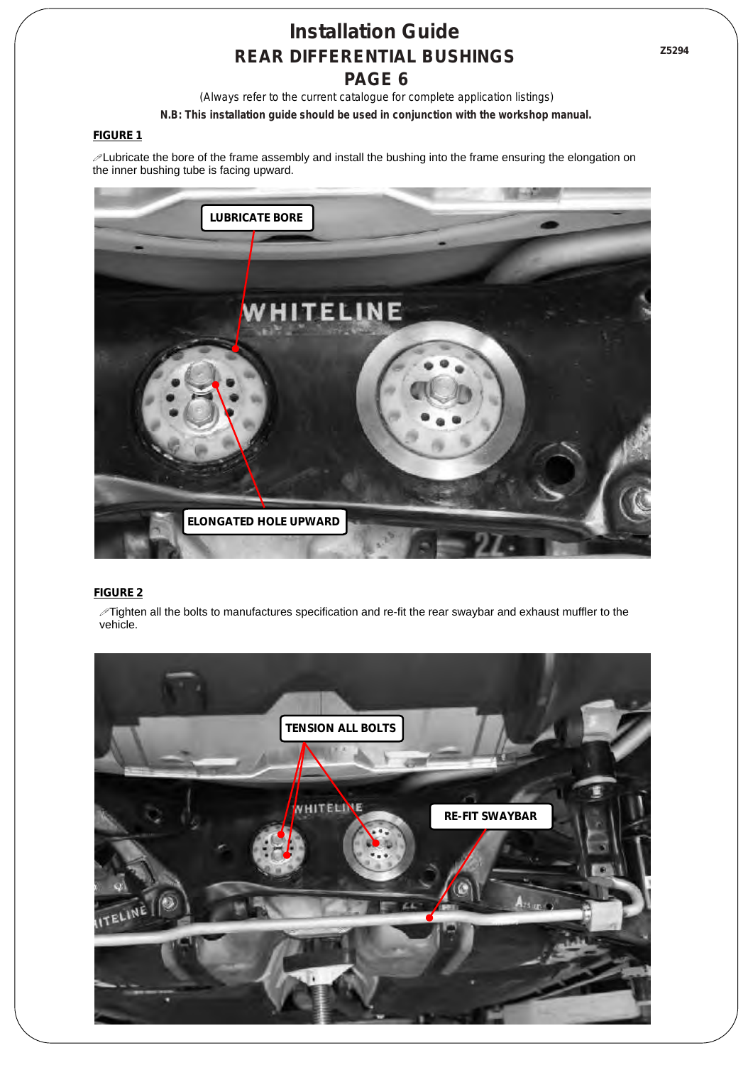# Installation Guide
## REAR DIFFERENTIAL BUSHINGS
## PAGE 6

Z5294

(Always refer to the current catalogue for complete application listings)

**N.B: This installation guide should be used in conjunction with the workshop manual.**

**FIGURE 1**

Lubricate the bore of the frame assembly and install the bushing into the frame ensuring the elongation on the inner bushing tube is facing upward.

LUBRICATE BORE

ELONGATED HOLE UPWARD

**FIGURE 2**

Tighten all the bolts to manufactures specification and re-fit the rear swaybar and exhaust muffler to the vehicle.

TENSION ALL BOLTS

RE-FIT SWAYBAR